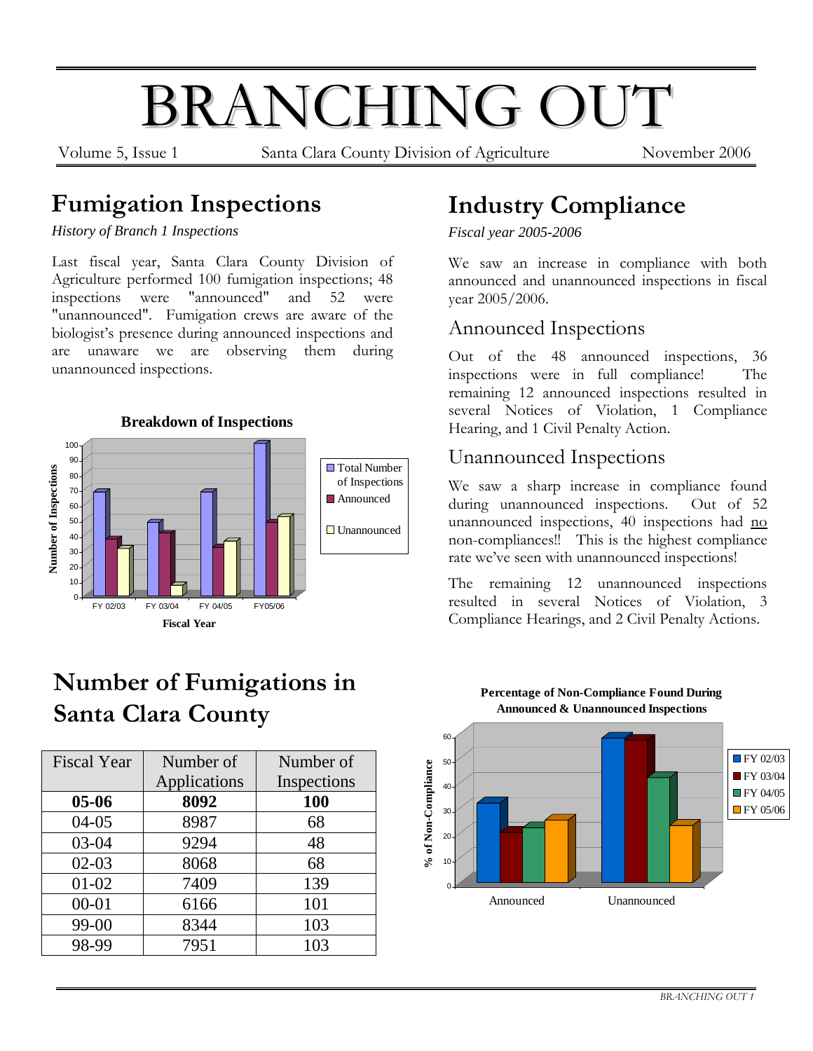# BRANCHING OUT

Volume 5, Issue 1 — Santa Clara County Division of Agriculture — November 2006

## Fumigation Inspections

*History of Branch 1 Inspections*

Last fiscal year, Santa Clara County Division of Agriculture performed 100 fumigation inspections; 48 inspections were "announced" and 52 were "unannounced". Fumigation crews are aware of the biologist's presence during announced inspections and are unaware we are observing them during unannounced inspections.

**Breakdown of Inspections**

## Number of Fumigations in Santa Clara County

| Fiscal Year | Number of Applications | Number of Inspections |
|---|---|---|
| **05-06** | **8092** | **100** |
| 04-05 | 8987 | 68 |
| 03-04 | 9294 | 48 |
| 02-03 | 8068 | 68 |
| 01-02 | 7409 | 139 |
| 00-01 | 6166 | 101 |
| 99-00 | 8344 | 103 |
| 98-99 | 7951 | 103 |

## Industry Compliance

*Fiscal year 2005-2006*

We saw an increase in compliance with both announced and unannounced inspections in fiscal year 2005/2006.

### Announced Inspections

Out of the 48 announced inspections, 36 inspections were in full compliance! The remaining 12 announced inspections resulted in several Notices of Violation, 1 Compliance Hearing, and 1 Civil Penalty Action.

### Unannounced Inspections

We saw a sharp increase in compliance found during unannounced inspections. Out of 52 unannounced inspections, 40 inspections had no non-compliances!! This is the highest compliance rate we've seen with unannounced inspections!

The remaining 12 unannounced inspections resulted in several Notices of Violation, 3 Compliance Hearings, and 2 Civil Penalty Actions.

**Percentage of Non-Compliance Found During Announced & Unannounced Inspections**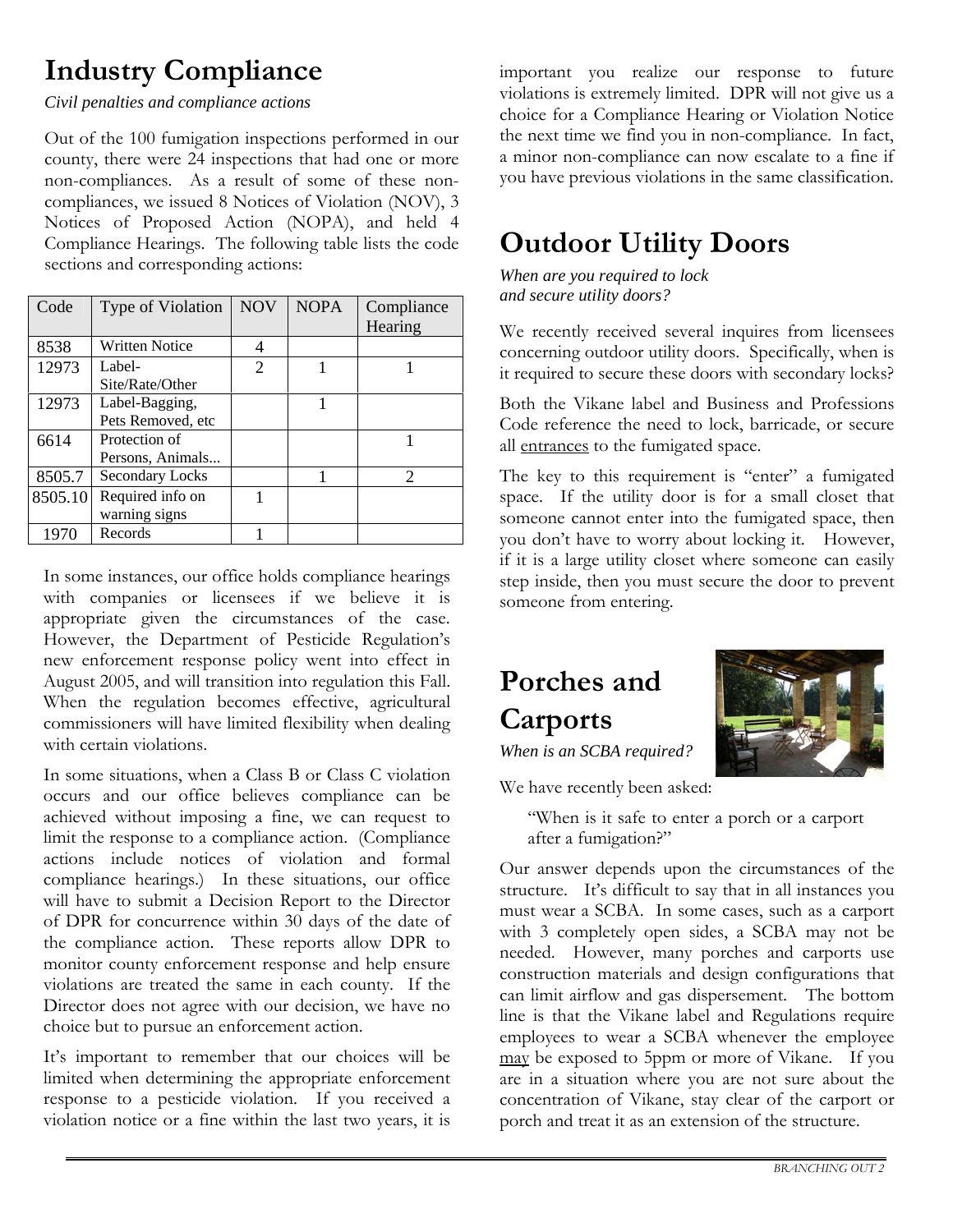# Industry Compliance

*Civil penalties and compliance actions*

Out of the 100 fumigation inspections performed in our county, there were 24 inspections that had one or more non-compliances. As a result of some of these non-compliances, we issued 8 Notices of Violation (NOV), 3 Notices of Proposed Action (NOPA), and held 4 Compliance Hearings. The following table lists the code sections and corresponding actions:

| Code | Type of Violation | NOV | NOPA | Compliance Hearing |
|---|---|---|---|---|
| 8538 | Written Notice | 4 | | |
| 12973 | Label-Site/Rate/Other | 2 | 1 | 1 |
| 12973 | Label-Bagging, Pets Removed, etc | | 1 | |
| 6614 | Protection of Persons, Animals... | | | 1 |
| 8505.7 | Secondary Locks | | 1 | 2 |
| 8505.10 | Required info on warning signs | 1 | | |
| 1970 | Records | 1 | | |

In some instances, our office holds compliance hearings with companies or licensees if we believe it is appropriate given the circumstances of the case. However, the Department of Pesticide Regulation's new enforcement response policy went into effect in August 2005, and will transition into regulation this Fall. When the regulation becomes effective, agricultural commissioners will have limited flexibility when dealing with certain violations.

In some situations, when a Class B or Class C violation occurs and our office believes compliance can be achieved without imposing a fine, we can request to limit the response to a compliance action. (Compliance actions include notices of violation and formal compliance hearings.) In these situations, our office will have to submit a Decision Report to the Director of DPR for concurrence within 30 days of the date of the compliance action. These reports allow DPR to monitor county enforcement response and help ensure violations are treated the same in each county. If the Director does not agree with our decision, we have no choice but to pursue an enforcement action.

It's important to remember that our choices will be limited when determining the appropriate enforcement response to a pesticide violation. If you received a violation notice or a fine within the last two years, it is important you realize our response to future violations is extremely limited. DPR will not give us a choice for a Compliance Hearing or Violation Notice the next time we find you in non-compliance. In fact, a minor non-compliance can now escalate to a fine if you have previous violations in the same classification.

# Outdoor Utility Doors

*When are you required to lock and secure utility doors?*

We recently received several inquires from licensees concerning outdoor utility doors. Specifically, when is it required to secure these doors with secondary locks?

Both the Vikane label and Business and Professions Code reference the need to lock, barricade, or secure all <u>entrances</u> to the fumigated space.

The key to this requirement is "enter" a fumigated space. If the utility door is for a small closet that someone cannot enter into the fumigated space, then you don't have to worry about locking it. However, if it is a large utility closet where someone can easily step inside, then you must secure the door to prevent someone from entering.

# Porches and Carports

*When is an SCBA required?*

We have recently been asked:

> "When is it safe to enter a porch or a carport after a fumigation?"

Our answer depends upon the circumstances of the structure. It's difficult to say that in all instances you must wear a SCBA. In some cases, such as a carport with 3 completely open sides, a SCBA may not be needed. However, many porches and carports use construction materials and design configurations that can limit airflow and gas dispersement. The bottom line is that the Vikane label and Regulations require employees to wear a SCBA whenever the employee <u>may</u> be exposed to 5ppm or more of Vikane. If you are in a situation where you are not sure about the concentration of Vikane, stay clear of the carport or porch and treat it as an extension of the structure.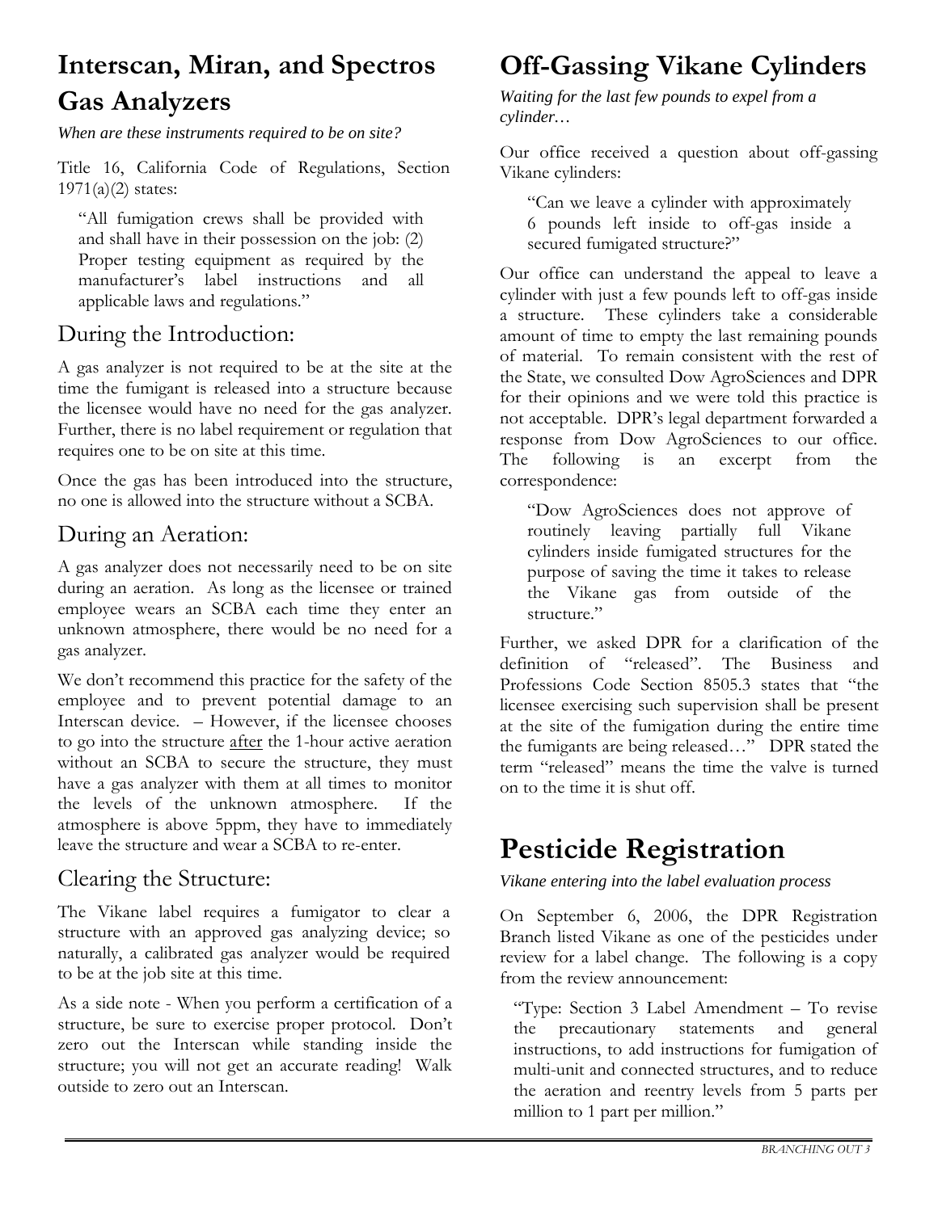# Interscan, Miran, and Spectros Gas Analyzers

*When are these instruments required to be on site?*

Title 16, California Code of Regulations, Section 1971(a)(2) states:

> "All fumigation crews shall be provided with and shall have in their possession on the job: (2) Proper testing equipment as required by the manufacturer's label instructions and all applicable laws and regulations."

## During the Introduction:

A gas analyzer is not required to be at the site at the time the fumigant is released into a structure because the licensee would have no need for the gas analyzer. Further, there is no label requirement or regulation that requires one to be on site at this time.

Once the gas has been introduced into the structure, no one is allowed into the structure without a SCBA.

## During an Aeration:

A gas analyzer does not necessarily need to be on site during an aeration. As long as the licensee or trained employee wears an SCBA each time they enter an unknown atmosphere, there would be no need for a gas analyzer.

We don't recommend this practice for the safety of the employee and to prevent potential damage to an Interscan device. – However, if the licensee chooses to go into the structure after the 1-hour active aeration without an SCBA to secure the structure, they must have a gas analyzer with them at all times to monitor the levels of the unknown atmosphere. If the atmosphere is above 5ppm, they have to immediately leave the structure and wear a SCBA to re-enter.

## Clearing the Structure:

The Vikane label requires a fumigator to clear a structure with an approved gas analyzing device; so naturally, a calibrated gas analyzer would be required to be at the job site at this time.

As a side note - When you perform a certification of a structure, be sure to exercise proper protocol. Don't zero out the Interscan while standing inside the structure; you will not get an accurate reading! Walk outside to zero out an Interscan.

# Off-Gassing Vikane Cylinders

*Waiting for the last few pounds to expel from a cylinder…*

Our office received a question about off-gassing Vikane cylinders:

> "Can we leave a cylinder with approximately 6 pounds left inside to off-gas inside a secured fumigated structure?"

Our office can understand the appeal to leave a cylinder with just a few pounds left to off-gas inside a structure. These cylinders take a considerable amount of time to empty the last remaining pounds of material. To remain consistent with the rest of the State, we consulted Dow AgroSciences and DPR for their opinions and we were told this practice is not acceptable. DPR's legal department forwarded a response from Dow AgroSciences to our office. The following is an excerpt from the correspondence:

> "Dow AgroSciences does not approve of routinely leaving partially full Vikane cylinders inside fumigated structures for the purpose of saving the time it takes to release the Vikane gas from outside of the structure."

Further, we asked DPR for a clarification of the definition of "released". The Business and Professions Code Section 8505.3 states that "the licensee exercising such supervision shall be present at the site of the fumigation during the entire time the fumigants are being released…" DPR stated the term "released" means the time the valve is turned on to the time it is shut off.

# Pesticide Registration

*Vikane entering into the label evaluation process*

On September 6, 2006, the DPR Registration Branch listed Vikane as one of the pesticides under review for a label change. The following is a copy from the review announcement:

> "Type: Section 3 Label Amendment – To revise the precautionary statements and general instructions, to add instructions for fumigation of multi-unit and connected structures, and to reduce the aeration and reentry levels from 5 parts per million to 1 part per million."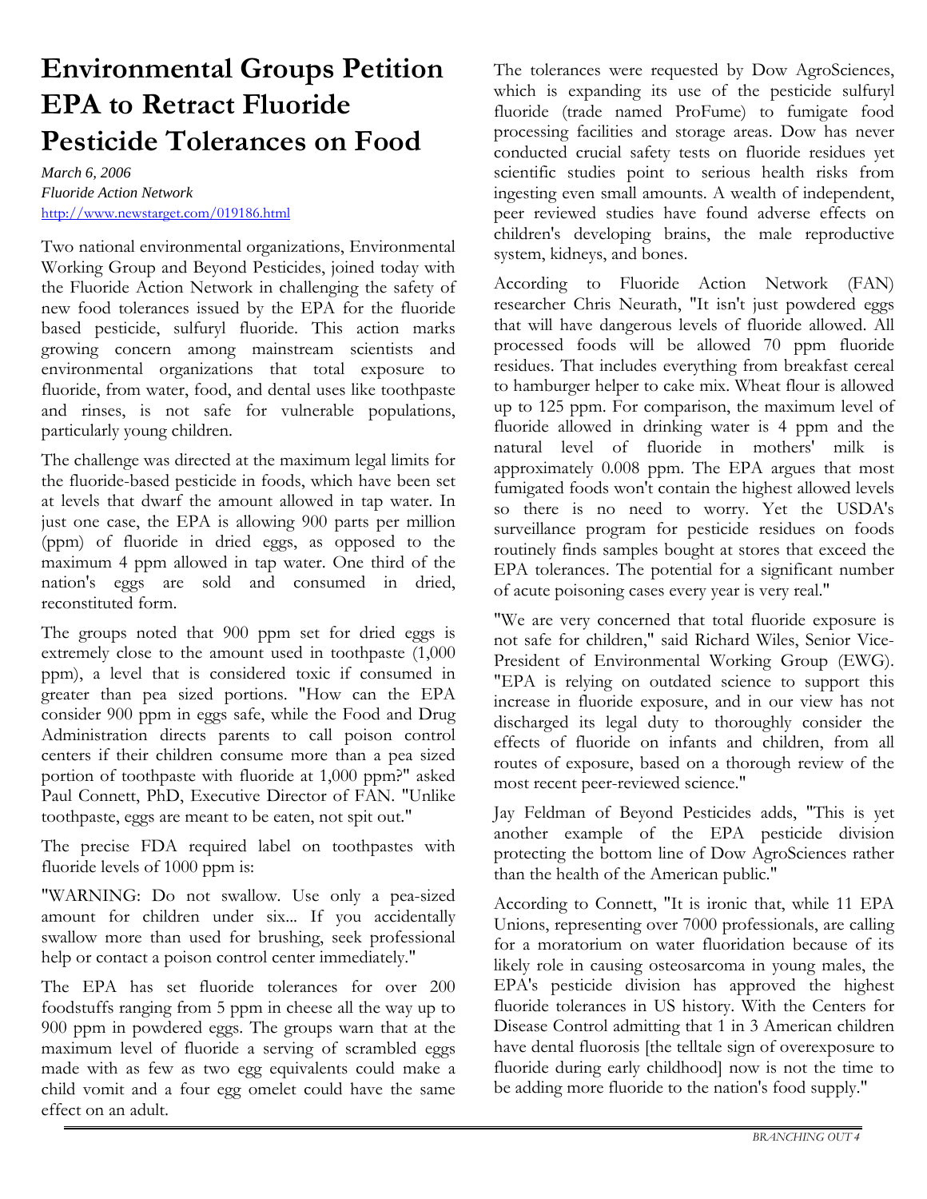# Environmental Groups Petition EPA to Retract Fluoride Pesticide Tolerances on Food

*March 6, 2006*
*Fluoride Action Network*
http://www.newstarget.com/019186.html

Two national environmental organizations, Environmental Working Group and Beyond Pesticides, joined today with the Fluoride Action Network in challenging the safety of new food tolerances issued by the EPA for the fluoride based pesticide, sulfuryl fluoride. This action marks growing concern among mainstream scientists and environmental organizations that total exposure to fluoride, from water, food, and dental uses like toothpaste and rinses, is not safe for vulnerable populations, particularly young children.

The challenge was directed at the maximum legal limits for the fluoride-based pesticide in foods, which have been set at levels that dwarf the amount allowed in tap water. In just one case, the EPA is allowing 900 parts per million (ppm) of fluoride in dried eggs, as opposed to the maximum 4 ppm allowed in tap water. One third of the nation's eggs are sold and consumed in dried, reconstituted form.

The groups noted that 900 ppm set for dried eggs is extremely close to the amount used in toothpaste (1,000 ppm), a level that is considered toxic if consumed in greater than pea sized portions. "How can the EPA consider 900 ppm in eggs safe, while the Food and Drug Administration directs parents to call poison control centers if their children consume more than a pea sized portion of toothpaste with fluoride at 1,000 ppm?" asked Paul Connett, PhD, Executive Director of FAN. "Unlike toothpaste, eggs are meant to be eaten, not spit out."

The precise FDA required label on toothpastes with fluoride levels of 1000 ppm is:

"WARNING: Do not swallow. Use only a pea-sized amount for children under six... If you accidentally swallow more than used for brushing, seek professional help or contact a poison control center immediately."

The EPA has set fluoride tolerances for over 200 foodstuffs ranging from 5 ppm in cheese all the way up to 900 ppm in powdered eggs. The groups warn that at the maximum level of fluoride a serving of scrambled eggs made with as few as two egg equivalents could make a child vomit and a four egg omelet could have the same effect on an adult.

The tolerances were requested by Dow AgroSciences, which is expanding its use of the pesticide sulfuryl fluoride (trade named ProFume) to fumigate food processing facilities and storage areas. Dow has never conducted crucial safety tests on fluoride residues yet scientific studies point to serious health risks from ingesting even small amounts. A wealth of independent, peer reviewed studies have found adverse effects on children's developing brains, the male reproductive system, kidneys, and bones.

According to Fluoride Action Network (FAN) researcher Chris Neurath, "It isn't just powdered eggs that will have dangerous levels of fluoride allowed. All processed foods will be allowed 70 ppm fluoride residues. That includes everything from breakfast cereal to hamburger helper to cake mix. Wheat flour is allowed up to 125 ppm. For comparison, the maximum level of fluoride allowed in drinking water is 4 ppm and the natural level of fluoride in mothers' milk is approximately 0.008 ppm. The EPA argues that most fumigated foods won't contain the highest allowed levels so there is no need to worry. Yet the USDA's surveillance program for pesticide residues on foods routinely finds samples bought at stores that exceed the EPA tolerances. The potential for a significant number of acute poisoning cases every year is very real."

"We are very concerned that total fluoride exposure is not safe for children," said Richard Wiles, Senior Vice-President of Environmental Working Group (EWG). "EPA is relying on outdated science to support this increase in fluoride exposure, and in our view has not discharged its legal duty to thoroughly consider the effects of fluoride on infants and children, from all routes of exposure, based on a thorough review of the most recent peer-reviewed science."

Jay Feldman of Beyond Pesticides adds, "This is yet another example of the EPA pesticide division protecting the bottom line of Dow AgroSciences rather than the health of the American public."

According to Connett, "It is ironic that, while 11 EPA Unions, representing over 7000 professionals, are calling for a moratorium on water fluoridation because of its likely role in causing osteosarcoma in young males, the EPA's pesticide division has approved the highest fluoride tolerances in US history. With the Centers for Disease Control admitting that 1 in 3 American children have dental fluorosis [the telltale sign of overexposure to fluoride during early childhood] now is not the time to be adding more fluoride to the nation's food supply."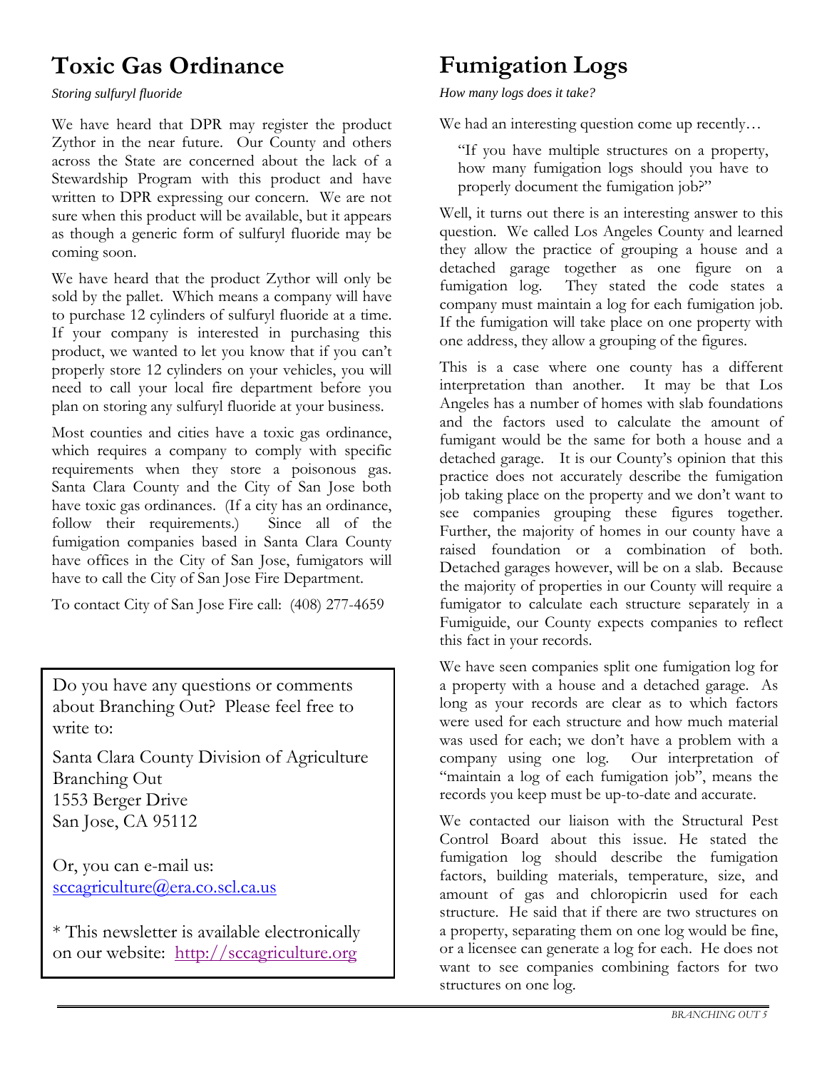# Toxic Gas Ordinance

*Storing sulfuryl fluoride*

We have heard that DPR may register the product Zythor in the near future. Our County and others across the State are concerned about the lack of a Stewardship Program with this product and have written to DPR expressing our concern. We are not sure when this product will be available, but it appears as though a generic form of sulfuryl fluoride may be coming soon.

We have heard that the product Zythor will only be sold by the pallet. Which means a company will have to purchase 12 cylinders of sulfuryl fluoride at a time. If your company is interested in purchasing this product, we wanted to let you know that if you can't properly store 12 cylinders on your vehicles, you will need to call your local fire department before you plan on storing any sulfuryl fluoride at your business.

Most counties and cities have a toxic gas ordinance, which requires a company to comply with specific requirements when they store a poisonous gas. Santa Clara County and the City of San Jose both have toxic gas ordinances. (If a city has an ordinance, follow their requirements.) Since all of the fumigation companies based in Santa Clara County have offices in the City of San Jose, fumigators will have to call the City of San Jose Fire Department.

To contact City of San Jose Fire call: (408) 277-4659

Do you have any questions or comments about Branching Out? Please feel free to write to:

Santa Clara County Division of Agriculture
Branching Out
1553 Berger Drive
San Jose, CA 95112

Or, you can e-mail us:
sccagriculture@era.co.scl.ca.us

* This newsletter is available electronically on our website: http://sccagriculture.org

# Fumigation Logs

*How many logs does it take?*

We had an interesting question come up recently…

> "If you have multiple structures on a property, how many fumigation logs should you have to properly document the fumigation job?"

Well, it turns out there is an interesting answer to this question. We called Los Angeles County and learned they allow the practice of grouping a house and a detached garage together as one figure on a fumigation log. They stated the code states a company must maintain a log for each fumigation job. If the fumigation will take place on one property with one address, they allow a grouping of the figures.

This is a case where one county has a different interpretation than another. It may be that Los Angeles has a number of homes with slab foundations and the factors used to calculate the amount of fumigant would be the same for both a house and a detached garage. It is our County's opinion that this practice does not accurately describe the fumigation job taking place on the property and we don't want to see companies grouping these figures together. Further, the majority of homes in our county have a raised foundation or a combination of both. Detached garages however, will be on a slab. Because the majority of properties in our County will require a fumigator to calculate each structure separately in a Fumiguide, our County expects companies to reflect this fact in your records.

We have seen companies split one fumigation log for a property with a house and a detached garage. As long as your records are clear as to which factors were used for each structure and how much material was used for each; we don't have a problem with a company using one log. Our interpretation of "maintain a log of each fumigation job", means the records you keep must be up-to-date and accurate.

We contacted our liaison with the Structural Pest Control Board about this issue. He stated the fumigation log should describe the fumigation factors, building materials, temperature, size, and amount of gas and chloropicrin used for each structure. He said that if there are two structures on a property, separating them on one log would be fine, or a licensee can generate a log for each. He does not want to see companies combining factors for two structures on one log.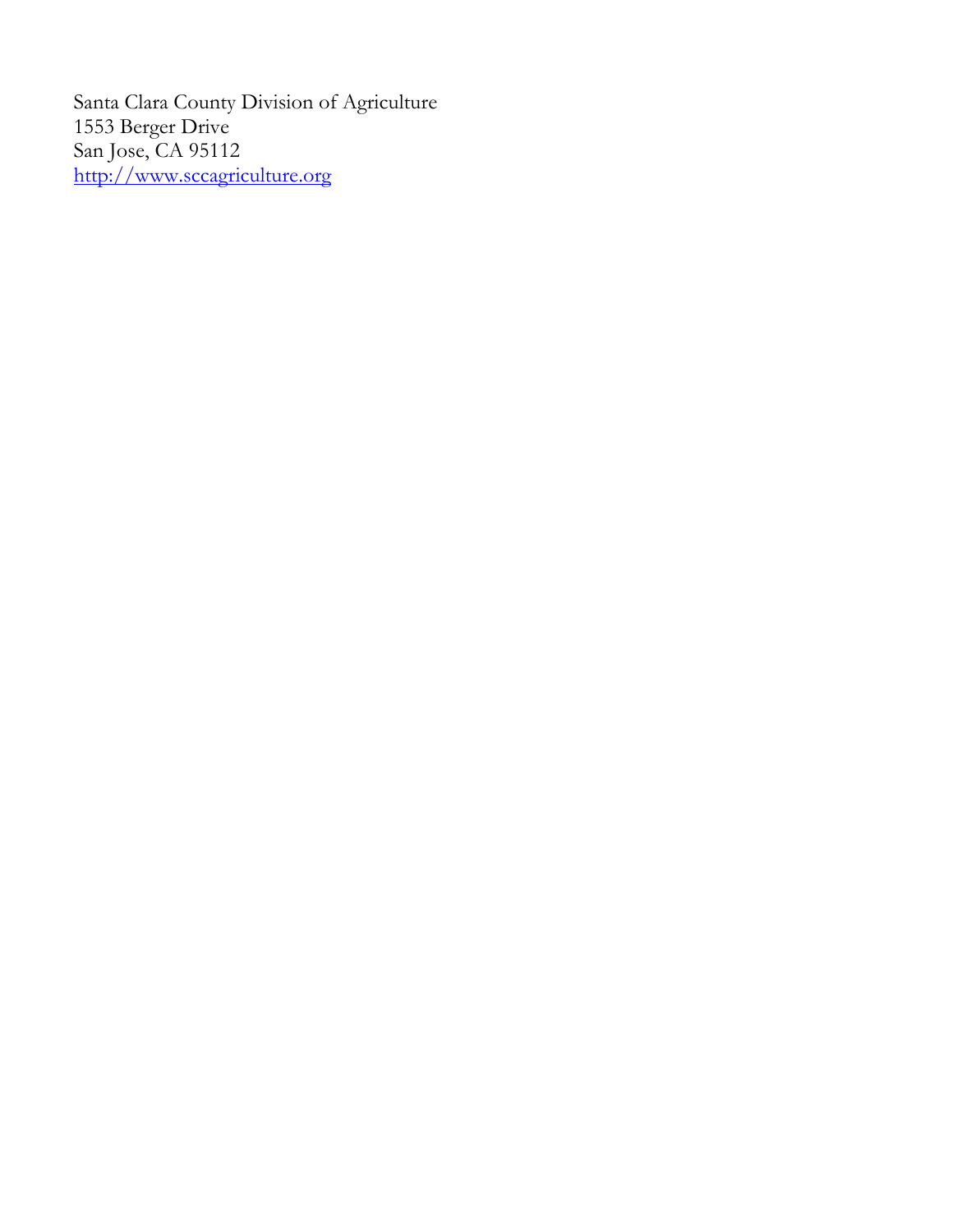Santa Clara County Division of Agriculture
1553 Berger Drive
San Jose, CA 95112
http://www.sccagriculture.org